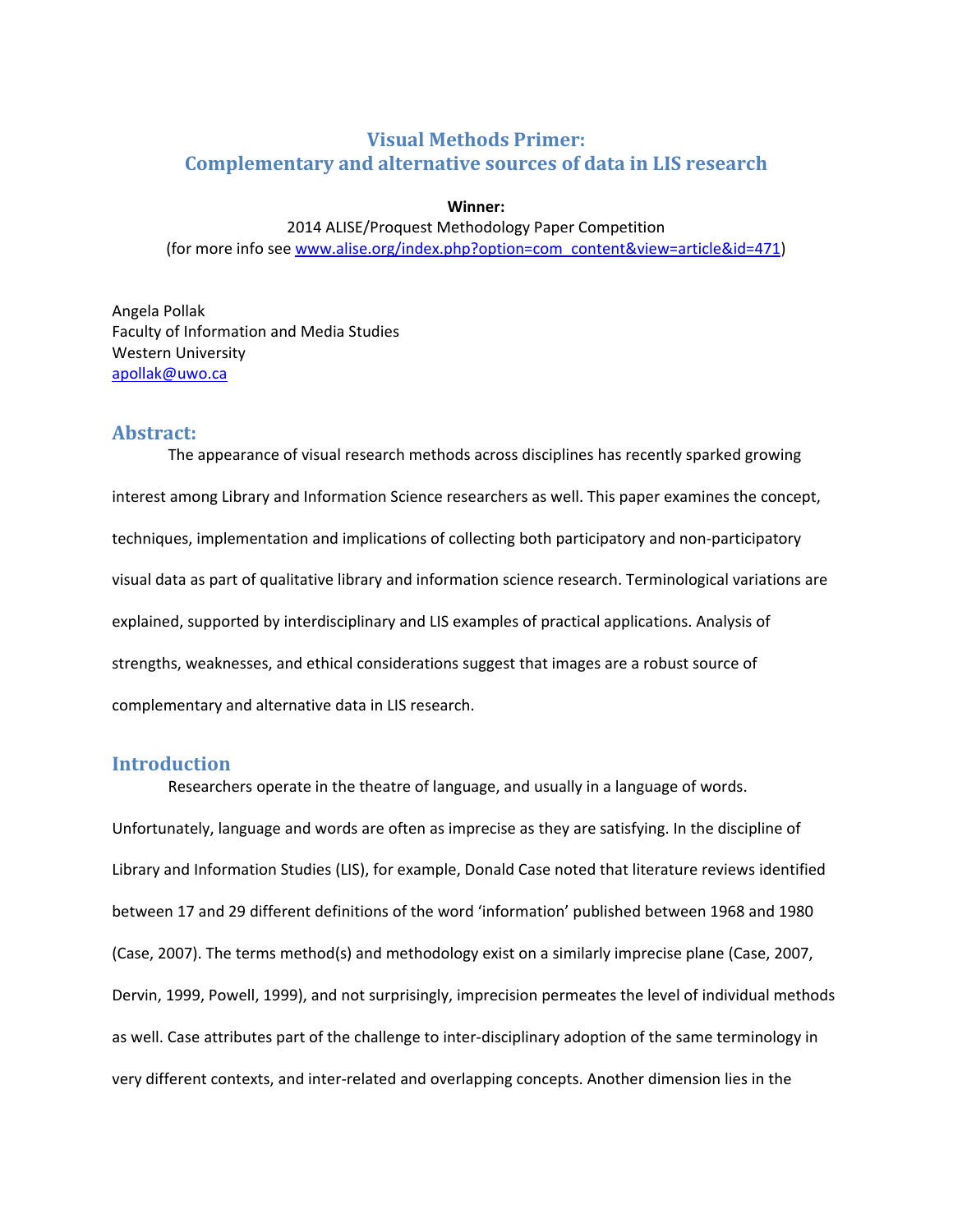# Visual Methods Primer: Complementary and alternative sources of data in LIS research

**Winner:**
2014 ALISE/Proquest Methodology Paper Competition
(for more info see www.alise.org/index.php?option=com_content&view=article&id=471)

Angela Pollak
Faculty of Information and Media Studies
Western University
apollak@uwo.ca

## Abstract:

The appearance of visual research methods across disciplines has recently sparked growing interest among Library and Information Science researchers as well. This paper examines the concept, techniques, implementation and implications of collecting both participatory and non-participatory visual data as part of qualitative library and information science research. Terminological variations are explained, supported by interdisciplinary and LIS examples of practical applications. Analysis of strengths, weaknesses, and ethical considerations suggest that images are a robust source of complementary and alternative data in LIS research.

## Introduction

Researchers operate in the theatre of language, and usually in a language of words. Unfortunately, language and words are often as imprecise as they are satisfying. In the discipline of Library and Information Studies (LIS), for example, Donald Case noted that literature reviews identified between 17 and 29 different definitions of the word 'information' published between 1968 and 1980 (Case, 2007). The terms method(s) and methodology exist on a similarly imprecise plane (Case, 2007, Dervin, 1999, Powell, 1999), and not surprisingly, imprecision permeates the level of individual methods as well. Case attributes part of the challenge to inter-disciplinary adoption of the same terminology in very different contexts, and inter-related and overlapping concepts. Another dimension lies in the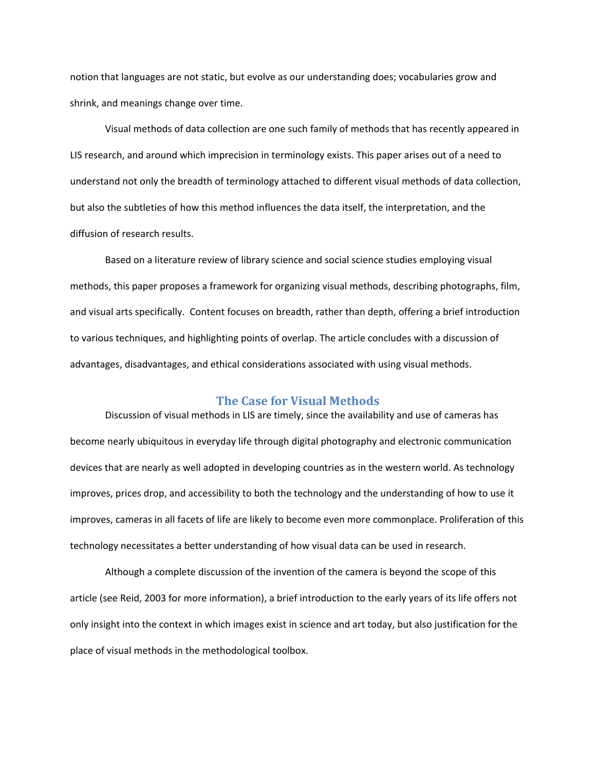notion that languages are not static, but evolve as our understanding does; vocabularies grow and shrink, and meanings change over time.

Visual methods of data collection are one such family of methods that has recently appeared in LIS research, and around which imprecision in terminology exists. This paper arises out of a need to understand not only the breadth of terminology attached to different visual methods of data collection, but also the subtleties of how this method influences the data itself, the interpretation, and the diffusion of research results.

Based on a literature review of library science and social science studies employing visual methods, this paper proposes a framework for organizing visual methods, describing photographs, film, and visual arts specifically. Content focuses on breadth, rather than depth, offering a brief introduction to various techniques, and highlighting points of overlap. The article concludes with a discussion of advantages, disadvantages, and ethical considerations associated with using visual methods.

## The Case for Visual Methods

Discussion of visual methods in LIS are timely, since the availability and use of cameras has become nearly ubiquitous in everyday life through digital photography and electronic communication devices that are nearly as well adopted in developing countries as in the western world. As technology improves, prices drop, and accessibility to both the technology and the understanding of how to use it improves, cameras in all facets of life are likely to become even more commonplace. Proliferation of this technology necessitates a better understanding of how visual data can be used in research.

Although a complete discussion of the invention of the camera is beyond the scope of this article (see Reid, 2003 for more information), a brief introduction to the early years of its life offers not only insight into the context in which images exist in science and art today, but also justification for the place of visual methods in the methodological toolbox.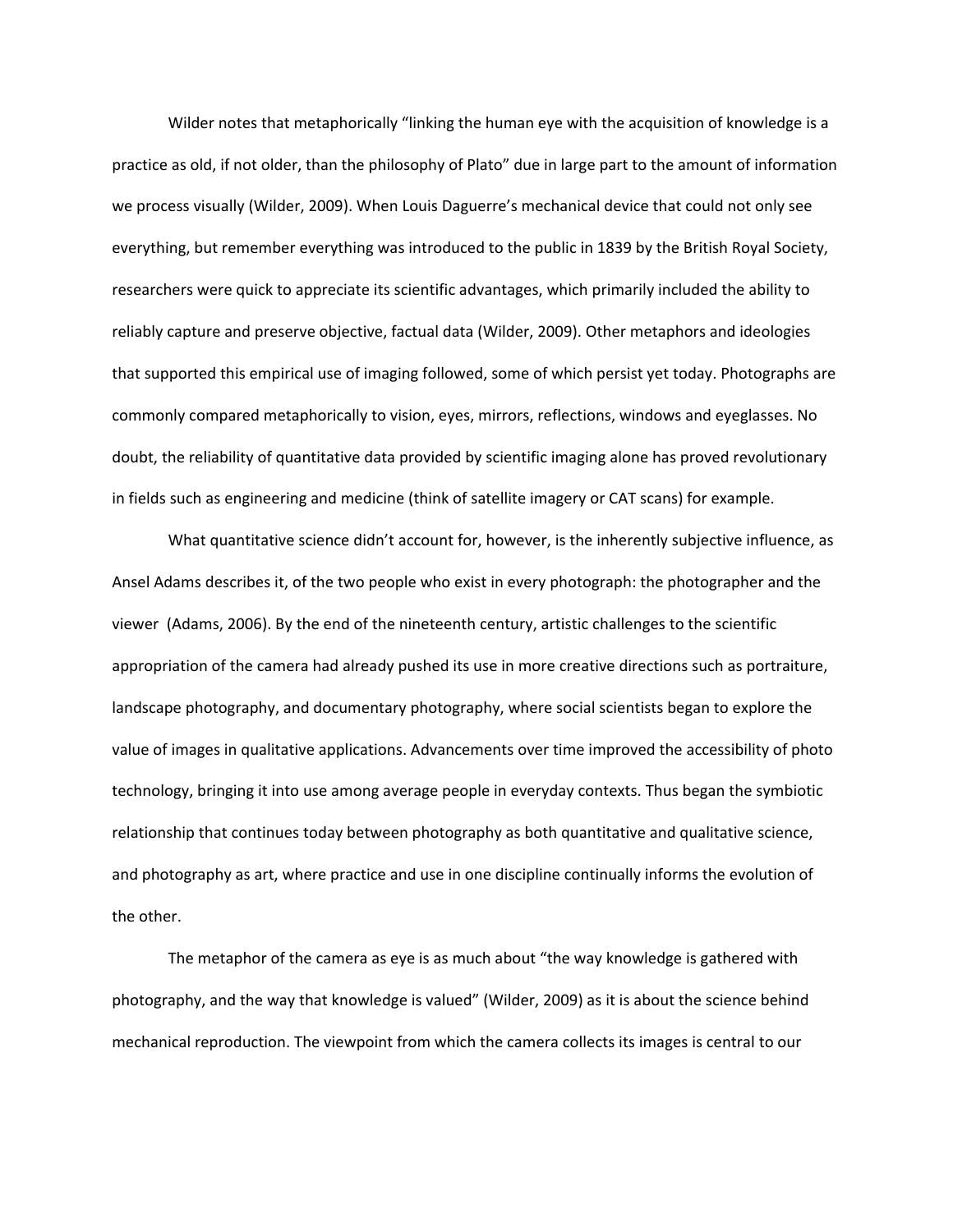Wilder notes that metaphorically "linking the human eye with the acquisition of knowledge is a practice as old, if not older, than the philosophy of Plato" due in large part to the amount of information we process visually (Wilder, 2009). When Louis Daguerre's mechanical device that could not only see everything, but remember everything was introduced to the public in 1839 by the British Royal Society, researchers were quick to appreciate its scientific advantages, which primarily included the ability to reliably capture and preserve objective, factual data (Wilder, 2009). Other metaphors and ideologies that supported this empirical use of imaging followed, some of which persist yet today. Photographs are commonly compared metaphorically to vision, eyes, mirrors, reflections, windows and eyeglasses. No doubt, the reliability of quantitative data provided by scientific imaging alone has proved revolutionary in fields such as engineering and medicine (think of satellite imagery or CAT scans) for example.

What quantitative science didn't account for, however, is the inherently subjective influence, as Ansel Adams describes it, of the two people who exist in every photograph: the photographer and the viewer (Adams, 2006). By the end of the nineteenth century, artistic challenges to the scientific appropriation of the camera had already pushed its use in more creative directions such as portraiture, landscape photography, and documentary photography, where social scientists began to explore the value of images in qualitative applications. Advancements over time improved the accessibility of photo technology, bringing it into use among average people in everyday contexts. Thus began the symbiotic relationship that continues today between photography as both quantitative and qualitative science, and photography as art, where practice and use in one discipline continually informs the evolution of the other.

The metaphor of the camera as eye is as much about "the way knowledge is gathered with photography, and the way that knowledge is valued" (Wilder, 2009) as it is about the science behind mechanical reproduction. The viewpoint from which the camera collects its images is central to our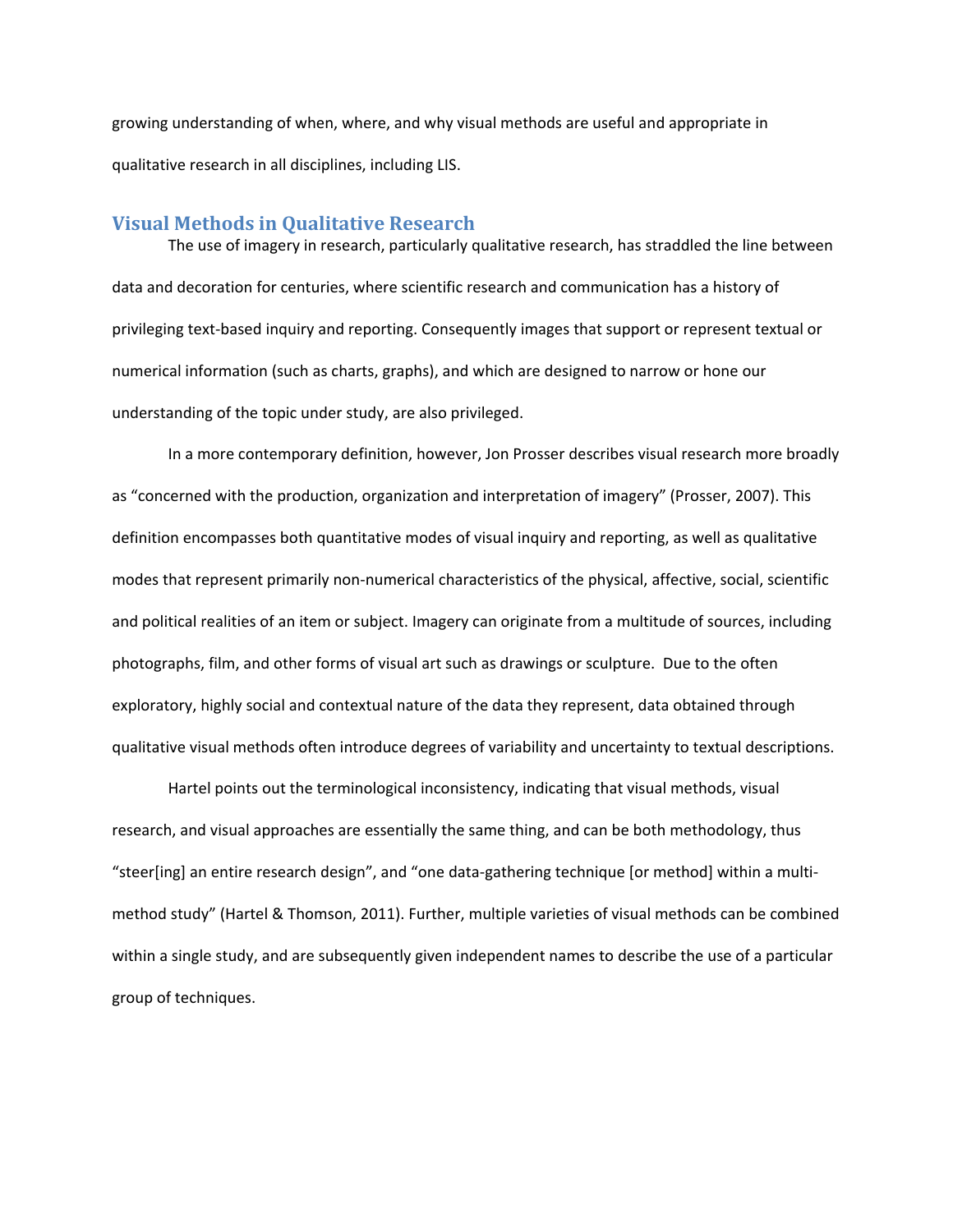growing understanding of when, where, and why visual methods are useful and appropriate in qualitative research in all disciplines, including LIS.

## Visual Methods in Qualitative Research

The use of imagery in research, particularly qualitative research, has straddled the line between data and decoration for centuries, where scientific research and communication has a history of privileging text-based inquiry and reporting. Consequently images that support or represent textual or numerical information (such as charts, graphs), and which are designed to narrow or hone our understanding of the topic under study, are also privileged.

In a more contemporary definition, however, Jon Prosser describes visual research more broadly as "concerned with the production, organization and interpretation of imagery" (Prosser, 2007). This definition encompasses both quantitative modes of visual inquiry and reporting, as well as qualitative modes that represent primarily non-numerical characteristics of the physical, affective, social, scientific and political realities of an item or subject. Imagery can originate from a multitude of sources, including photographs, film, and other forms of visual art such as drawings or sculpture. Due to the often exploratory, highly social and contextual nature of the data they represent, data obtained through qualitative visual methods often introduce degrees of variability and uncertainty to textual descriptions.

Hartel points out the terminological inconsistency, indicating that visual methods, visual research, and visual approaches are essentially the same thing, and can be both methodology, thus "steer[ing] an entire research design", and "one data-gathering technique [or method] within a multi-method study" (Hartel & Thomson, 2011). Further, multiple varieties of visual methods can be combined within a single study, and are subsequently given independent names to describe the use of a particular group of techniques.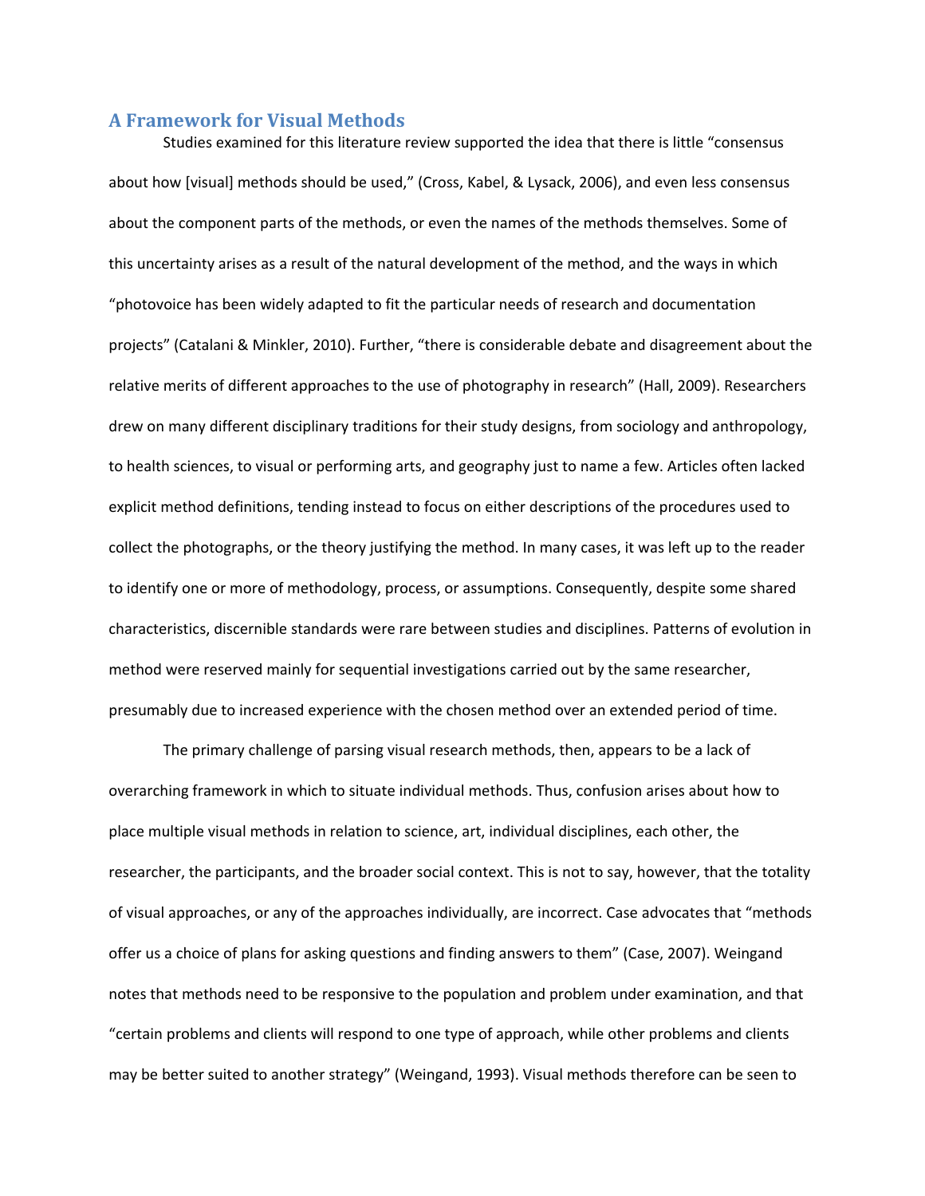## A Framework for Visual Methods

Studies examined for this literature review supported the idea that there is little "consensus about how [visual] methods should be used," (Cross, Kabel, & Lysack, 2006), and even less consensus about the component parts of the methods, or even the names of the methods themselves. Some of this uncertainty arises as a result of the natural development of the method, and the ways in which "photovoice has been widely adapted to fit the particular needs of research and documentation projects" (Catalani & Minkler, 2010). Further, "there is considerable debate and disagreement about the relative merits of different approaches to the use of photography in research" (Hall, 2009). Researchers drew on many different disciplinary traditions for their study designs, from sociology and anthropology, to health sciences, to visual or performing arts, and geography just to name a few. Articles often lacked explicit method definitions, tending instead to focus on either descriptions of the procedures used to collect the photographs, or the theory justifying the method. In many cases, it was left up to the reader to identify one or more of methodology, process, or assumptions. Consequently, despite some shared characteristics, discernible standards were rare between studies and disciplines. Patterns of evolution in method were reserved mainly for sequential investigations carried out by the same researcher, presumably due to increased experience with the chosen method over an extended period of time.

The primary challenge of parsing visual research methods, then, appears to be a lack of overarching framework in which to situate individual methods. Thus, confusion arises about how to place multiple visual methods in relation to science, art, individual disciplines, each other, the researcher, the participants, and the broader social context. This is not to say, however, that the totality of visual approaches, or any of the approaches individually, are incorrect. Case advocates that "methods offer us a choice of plans for asking questions and finding answers to them" (Case, 2007). Weingand notes that methods need to be responsive to the population and problem under examination, and that "certain problems and clients will respond to one type of approach, while other problems and clients may be better suited to another strategy" (Weingand, 1993). Visual methods therefore can be seen to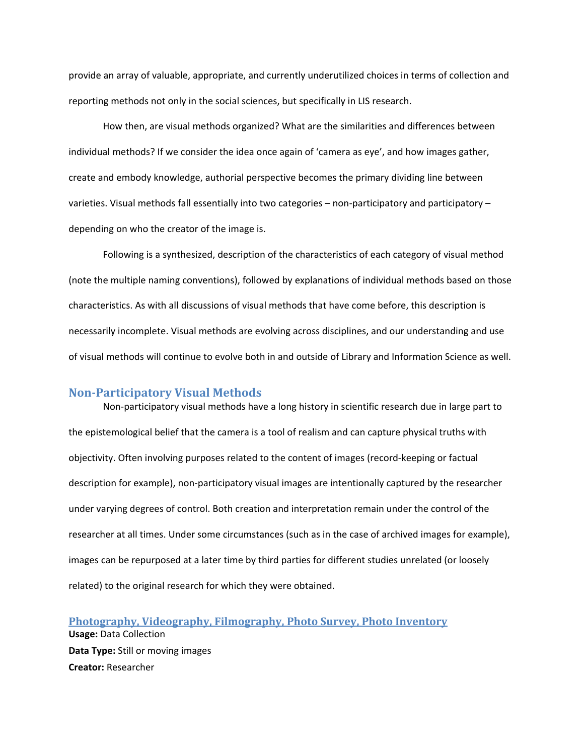provide an array of valuable, appropriate, and currently underutilized choices in terms of collection and reporting methods not only in the social sciences, but specifically in LIS research.

How then, are visual methods organized? What are the similarities and differences between individual methods? If we consider the idea once again of 'camera as eye', and how images gather, create and embody knowledge, authorial perspective becomes the primary dividing line between varieties. Visual methods fall essentially into two categories – non-participatory and participatory – depending on who the creator of the image is.

Following is a synthesized, description of the characteristics of each category of visual method (note the multiple naming conventions), followed by explanations of individual methods based on those characteristics. As with all discussions of visual methods that have come before, this description is necessarily incomplete. Visual methods are evolving across disciplines, and our understanding and use of visual methods will continue to evolve both in and outside of Library and Information Science as well.

## Non-Participatory Visual Methods

Non-participatory visual methods have a long history in scientific research due in large part to the epistemological belief that the camera is a tool of realism and can capture physical truths with objectivity. Often involving purposes related to the content of images (record-keeping or factual description for example), non-participatory visual images are intentionally captured by the researcher under varying degrees of control. Both creation and interpretation remain under the control of the researcher at all times. Under some circumstances (such as in the case of archived images for example), images can be repurposed at a later time by third parties for different studies unrelated (or loosely related) to the original research for which they were obtained.

### Photography, Videography, Filmography, Photo Survey, Photo Inventory

**Usage:** Data Collection
**Data Type:** Still or moving images
**Creator:** Researcher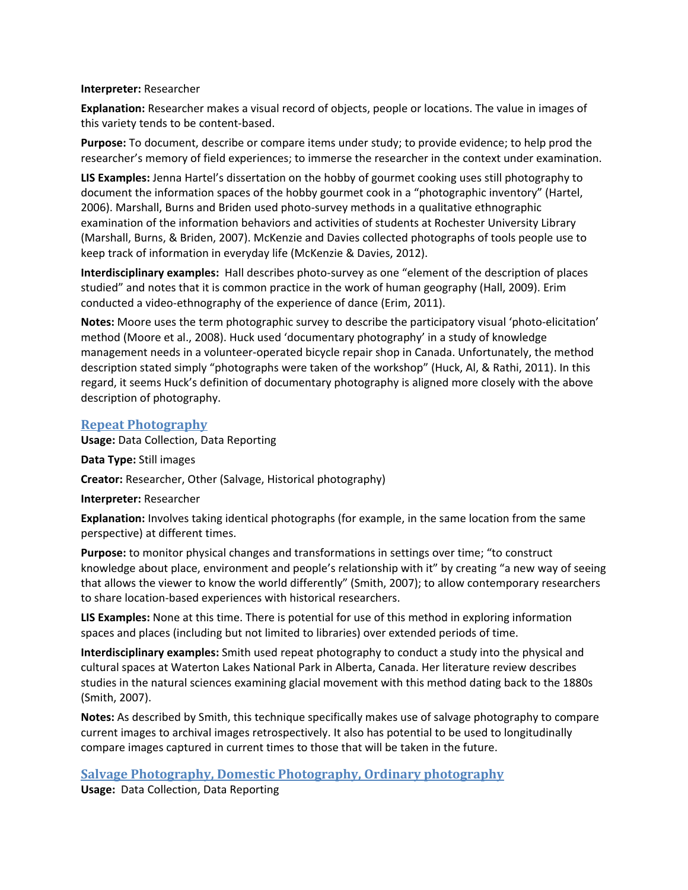**Interpreter:** Researcher

**Explanation:** Researcher makes a visual record of objects, people or locations. The value in images of this variety tends to be content-based.

**Purpose:** To document, describe or compare items under study; to provide evidence; to help prod the researcher's memory of field experiences; to immerse the researcher in the context under examination.

**LIS Examples:** Jenna Hartel's dissertation on the hobby of gourmet cooking uses still photography to document the information spaces of the hobby gourmet cook in a "photographic inventory" (Hartel, 2006). Marshall, Burns and Briden used photo-survey methods in a qualitative ethnographic examination of the information behaviors and activities of students at Rochester University Library (Marshall, Burns, & Briden, 2007). McKenzie and Davies collected photographs of tools people use to keep track of information in everyday life (McKenzie & Davies, 2012).

**Interdisciplinary examples:** Hall describes photo-survey as one "element of the description of places studied" and notes that it is common practice in the work of human geography (Hall, 2009). Erim conducted a video-ethnography of the experience of dance (Erim, 2011).

**Notes:** Moore uses the term photographic survey to describe the participatory visual 'photo-elicitation' method (Moore et al., 2008). Huck used 'documentary photography' in a study of knowledge management needs in a volunteer-operated bicycle repair shop in Canada. Unfortunately, the method description stated simply "photographs were taken of the workshop" (Huck, Al, & Rathi, 2011). In this regard, it seems Huck's definition of documentary photography is aligned more closely with the above description of photography.

## Repeat Photography

**Usage:** Data Collection, Data Reporting

**Data Type:** Still images

**Creator:** Researcher, Other (Salvage, Historical photography)

**Interpreter:** Researcher

**Explanation:** Involves taking identical photographs (for example, in the same location from the same perspective) at different times.

**Purpose:** to monitor physical changes and transformations in settings over time; "to construct knowledge about place, environment and people's relationship with it" by creating "a new way of seeing that allows the viewer to know the world differently" (Smith, 2007); to allow contemporary researchers to share location-based experiences with historical researchers.

**LIS Examples:** None at this time. There is potential for use of this method in exploring information spaces and places (including but not limited to libraries) over extended periods of time.

**Interdisciplinary examples:** Smith used repeat photography to conduct a study into the physical and cultural spaces at Waterton Lakes National Park in Alberta, Canada. Her literature review describes studies in the natural sciences examining glacial movement with this method dating back to the 1880s (Smith, 2007).

**Notes:** As described by Smith, this technique specifically makes use of salvage photography to compare current images to archival images retrospectively. It also has potential to be used to longitudinally compare images captured in current times to those that will be taken in the future.

## Salvage Photography, Domestic Photography, Ordinary photography

**Usage:** Data Collection, Data Reporting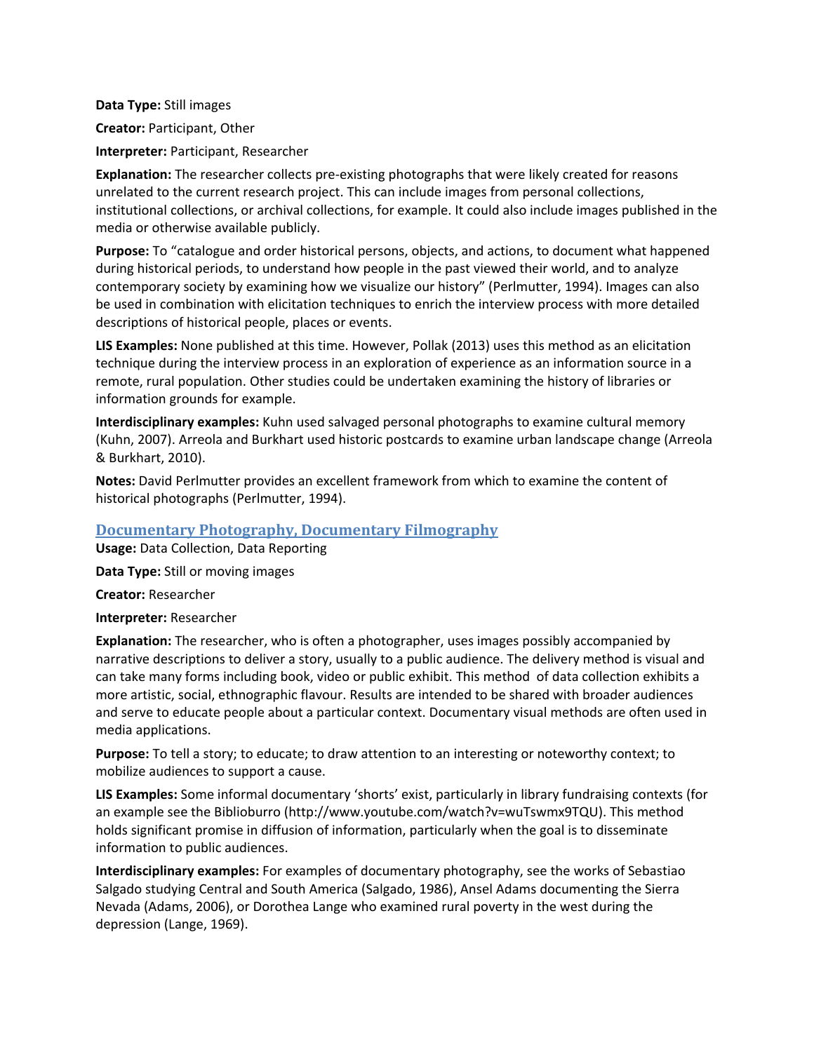**Data Type:** Still images

**Creator:** Participant, Other

**Interpreter:** Participant, Researcher

**Explanation:** The researcher collects pre-existing photographs that were likely created for reasons unrelated to the current research project. This can include images from personal collections, institutional collections, or archival collections, for example. It could also include images published in the media or otherwise available publicly.

**Purpose:** To "catalogue and order historical persons, objects, and actions, to document what happened during historical periods, to understand how people in the past viewed their world, and to analyze contemporary society by examining how we visualize our history" (Perlmutter, 1994). Images can also be used in combination with elicitation techniques to enrich the interview process with more detailed descriptions of historical people, places or events.

**LIS Examples:** None published at this time. However, Pollak (2013) uses this method as an elicitation technique during the interview process in an exploration of experience as an information source in a remote, rural population. Other studies could be undertaken examining the history of libraries or information grounds for example.

**Interdisciplinary examples:** Kuhn used salvaged personal photographs to examine cultural memory (Kuhn, 2007). Arreola and Burkhart used historic postcards to examine urban landscape change (Arreola & Burkhart, 2010).

**Notes:** David Perlmutter provides an excellent framework from which to examine the content of historical photographs (Perlmutter, 1994).

## Documentary Photography, Documentary Filmography

**Usage:** Data Collection, Data Reporting

**Data Type:** Still or moving images

**Creator:** Researcher

**Interpreter:** Researcher

**Explanation:** The researcher, who is often a photographer, uses images possibly accompanied by narrative descriptions to deliver a story, usually to a public audience. The delivery method is visual and can take many forms including book, video or public exhibit. This method of data collection exhibits a more artistic, social, ethnographic flavour. Results are intended to be shared with broader audiences and serve to educate people about a particular context. Documentary visual methods are often used in media applications.

**Purpose:** To tell a story; to educate; to draw attention to an interesting or noteworthy context; to mobilize audiences to support a cause.

**LIS Examples:** Some informal documentary 'shorts' exist, particularly in library fundraising contexts (for an example see the Biblioburro (http://www.youtube.com/watch?v=wuTswmx9TQU). This method holds significant promise in diffusion of information, particularly when the goal is to disseminate information to public audiences.

**Interdisciplinary examples:** For examples of documentary photography, see the works of Sebastiao Salgado studying Central and South America (Salgado, 1986), Ansel Adams documenting the Sierra Nevada (Adams, 2006), or Dorothea Lange who examined rural poverty in the west during the depression (Lange, 1969).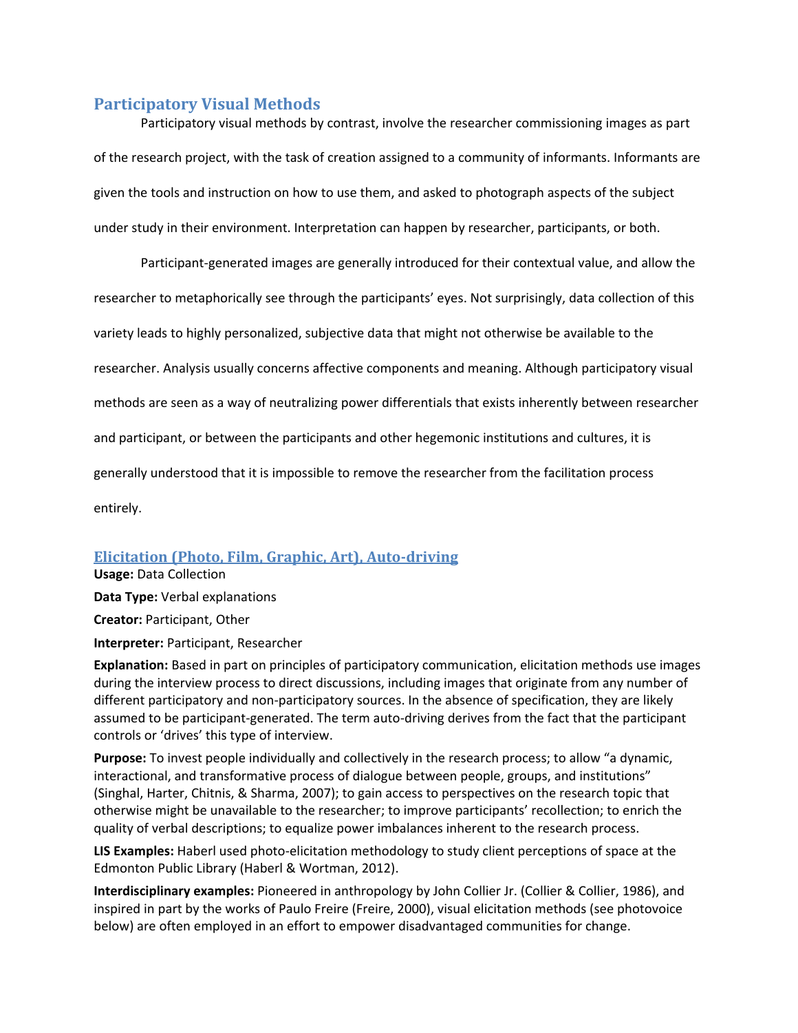## Participatory Visual Methods

Participatory visual methods by contrast, involve the researcher commissioning images as part of the research project, with the task of creation assigned to a community of informants. Informants are given the tools and instruction on how to use them, and asked to photograph aspects of the subject under study in their environment. Interpretation can happen by researcher, participants, or both.

Participant-generated images are generally introduced for their contextual value, and allow the researcher to metaphorically see through the participants' eyes. Not surprisingly, data collection of this variety leads to highly personalized, subjective data that might not otherwise be available to the researcher. Analysis usually concerns affective components and meaning. Although participatory visual methods are seen as a way of neutralizing power differentials that exists inherently between researcher and participant, or between the participants and other hegemonic institutions and cultures, it is generally understood that it is impossible to remove the researcher from the facilitation process entirely.

### Elicitation (Photo, Film, Graphic, Art), Auto-driving

**Usage:** Data Collection

**Data Type:** Verbal explanations

**Creator:** Participant, Other

**Interpreter:** Participant, Researcher

**Explanation:** Based in part on principles of participatory communication, elicitation methods use images during the interview process to direct discussions, including images that originate from any number of different participatory and non-participatory sources. In the absence of specification, they are likely assumed to be participant-generated. The term auto-driving derives from the fact that the participant controls or 'drives' this type of interview.

**Purpose:** To invest people individually and collectively in the research process; to allow "a dynamic, interactional, and transformative process of dialogue between people, groups, and institutions" (Singhal, Harter, Chitnis, & Sharma, 2007); to gain access to perspectives on the research topic that otherwise might be unavailable to the researcher; to improve participants' recollection; to enrich the quality of verbal descriptions; to equalize power imbalances inherent to the research process.

**LIS Examples:** Haberl used photo-elicitation methodology to study client perceptions of space at the Edmonton Public Library (Haberl & Wortman, 2012).

**Interdisciplinary examples:** Pioneered in anthropology by John Collier Jr. (Collier & Collier, 1986), and inspired in part by the works of Paulo Freire (Freire, 2000), visual elicitation methods (see photovoice below) are often employed in an effort to empower disadvantaged communities for change.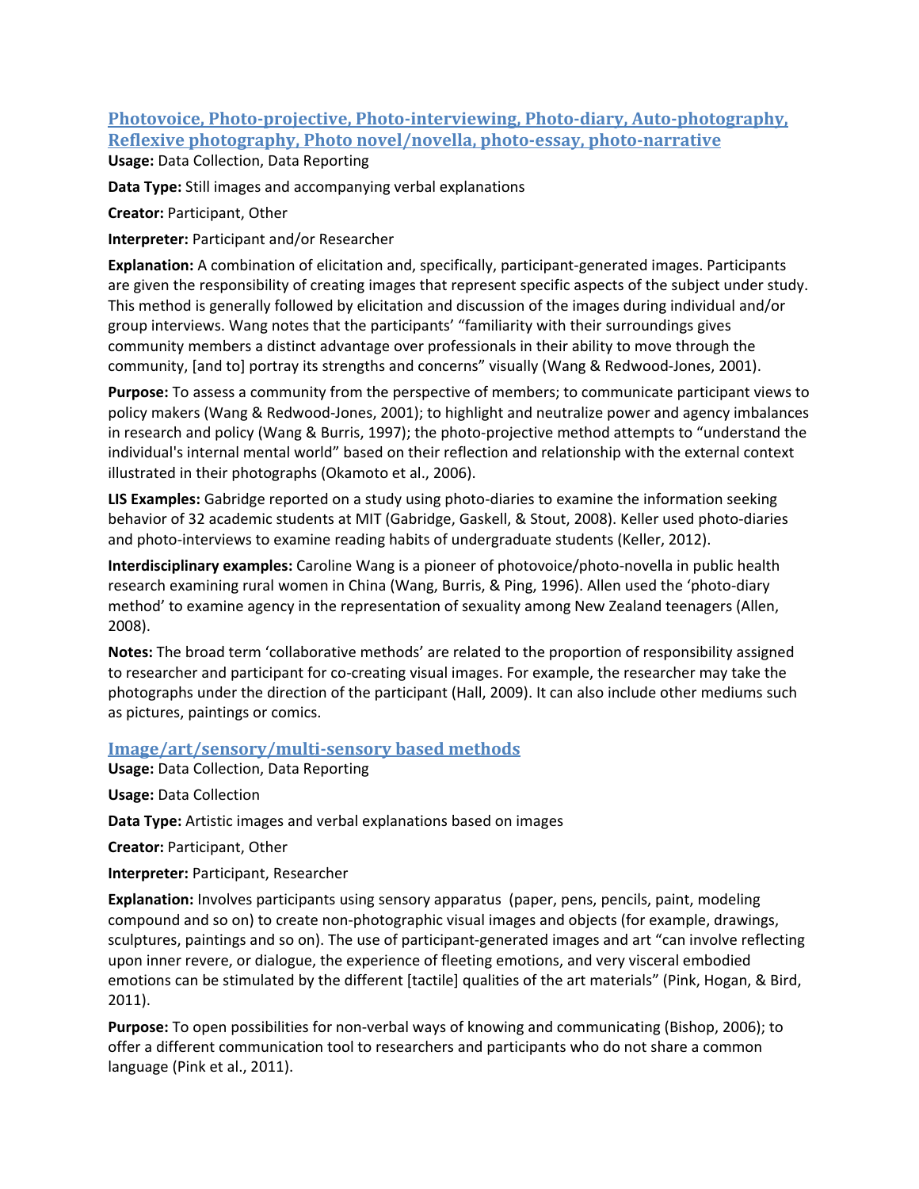## Photovoice, Photo-projective, Photo-interviewing, Photo-diary, Auto-photography, Reflexive photography, Photo novel/novella, photo-essay, photo-narrative

**Usage:** Data Collection, Data Reporting

**Data Type:** Still images and accompanying verbal explanations

**Creator:** Participant, Other

**Interpreter:** Participant and/or Researcher

**Explanation:** A combination of elicitation and, specifically, participant-generated images. Participants are given the responsibility of creating images that represent specific aspects of the subject under study. This method is generally followed by elicitation and discussion of the images during individual and/or group interviews. Wang notes that the participants' "familiarity with their surroundings gives community members a distinct advantage over professionals in their ability to move through the community, [and to] portray its strengths and concerns" visually (Wang & Redwood-Jones, 2001).

**Purpose:** To assess a community from the perspective of members; to communicate participant views to policy makers (Wang & Redwood-Jones, 2001); to highlight and neutralize power and agency imbalances in research and policy (Wang & Burris, 1997); the photo-projective method attempts to "understand the individual's internal mental world" based on their reflection and relationship with the external context illustrated in their photographs (Okamoto et al., 2006).

**LIS Examples:** Gabridge reported on a study using photo-diaries to examine the information seeking behavior of 32 academic students at MIT (Gabridge, Gaskell, & Stout, 2008). Keller used photo-diaries and photo-interviews to examine reading habits of undergraduate students (Keller, 2012).

**Interdisciplinary examples:** Caroline Wang is a pioneer of photovoice/photo-novella in public health research examining rural women in China (Wang, Burris, & Ping, 1996). Allen used the 'photo-diary method' to examine agency in the representation of sexuality among New Zealand teenagers (Allen, 2008).

**Notes:** The broad term 'collaborative methods' are related to the proportion of responsibility assigned to researcher and participant for co-creating visual images. For example, the researcher may take the photographs under the direction of the participant (Hall, 2009). It can also include other mediums such as pictures, paintings or comics.

## Image/art/sensory/multi-sensory based methods

**Usage:** Data Collection, Data Reporting

**Usage:** Data Collection

**Data Type:** Artistic images and verbal explanations based on images

**Creator:** Participant, Other

**Interpreter:** Participant, Researcher

**Explanation:** Involves participants using sensory apparatus (paper, pens, pencils, paint, modeling compound and so on) to create non-photographic visual images and objects (for example, drawings, sculptures, paintings and so on). The use of participant-generated images and art "can involve reflecting upon inner revere, or dialogue, the experience of fleeting emotions, and very visceral embodied emotions can be stimulated by the different [tactile] qualities of the art materials" (Pink, Hogan, & Bird, 2011).

**Purpose:** To open possibilities for non-verbal ways of knowing and communicating (Bishop, 2006); to offer a different communication tool to researchers and participants who do not share a common language (Pink et al., 2011).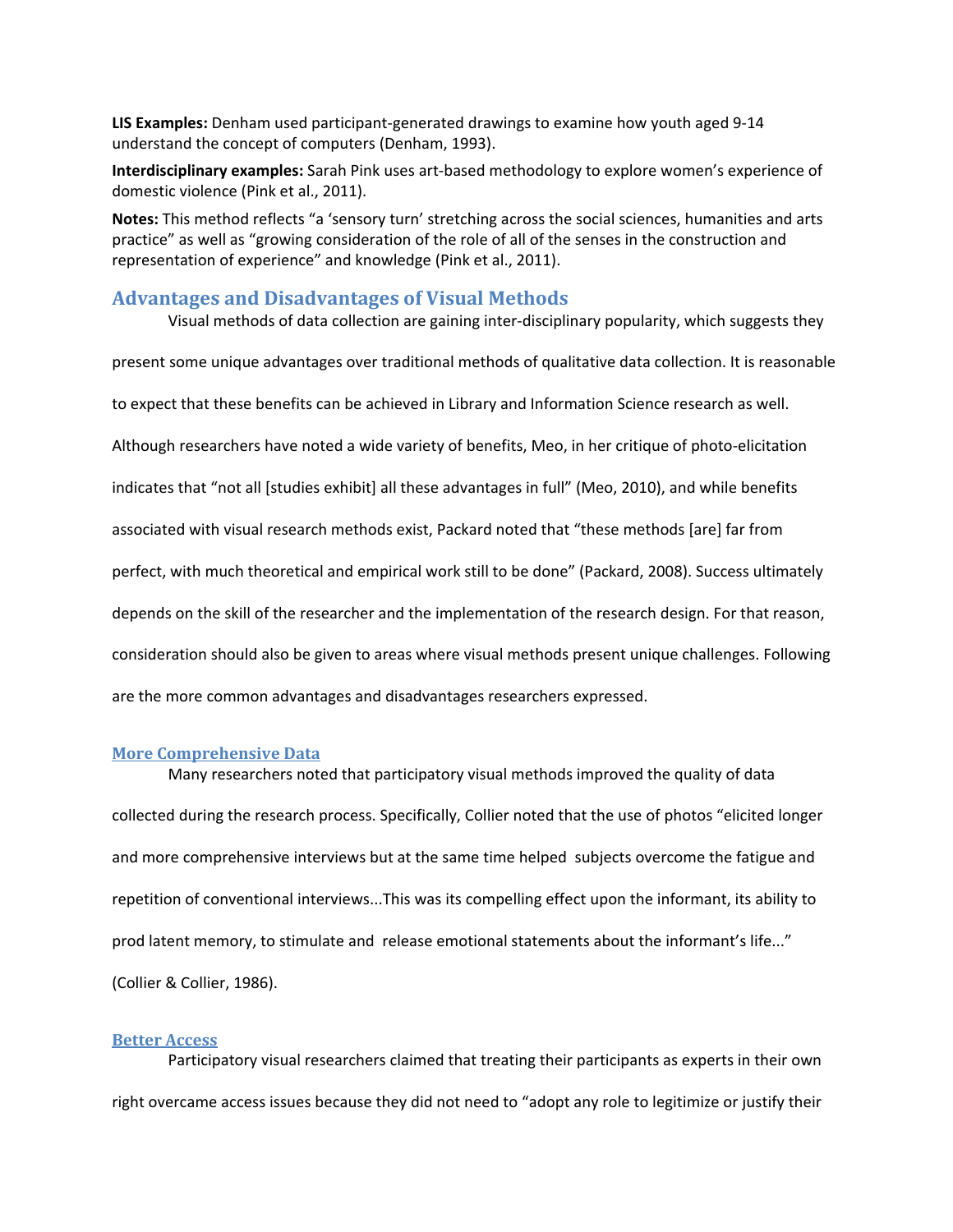**LIS Examples:** Denham used participant-generated drawings to examine how youth aged 9-14 understand the concept of computers (Denham, 1993).

**Interdisciplinary examples:** Sarah Pink uses art-based methodology to explore women's experience of domestic violence (Pink et al., 2011).

**Notes:** This method reflects "a 'sensory turn' stretching across the social sciences, humanities and arts practice" as well as "growing consideration of the role of all of the senses in the construction and representation of experience" and knowledge (Pink et al., 2011).

## Advantages and Disadvantages of Visual Methods

Visual methods of data collection are gaining inter-disciplinary popularity, which suggests they present some unique advantages over traditional methods of qualitative data collection. It is reasonable to expect that these benefits can be achieved in Library and Information Science research as well. Although researchers have noted a wide variety of benefits, Meo, in her critique of photo-elicitation indicates that "not all [studies exhibit] all these advantages in full" (Meo, 2010), and while benefits associated with visual research methods exist, Packard noted that "these methods [are] far from perfect, with much theoretical and empirical work still to be done" (Packard, 2008). Success ultimately depends on the skill of the researcher and the implementation of the research design. For that reason, consideration should also be given to areas where visual methods present unique challenges. Following are the more common advantages and disadvantages researchers expressed.

### More Comprehensive Data

Many researchers noted that participatory visual methods improved the quality of data collected during the research process. Specifically, Collier noted that the use of photos "elicited longer and more comprehensive interviews but at the same time helped subjects overcome the fatigue and repetition of conventional interviews...This was its compelling effect upon the informant, its ability to prod latent memory, to stimulate and release emotional statements about the informant's life..." (Collier & Collier, 1986).

### Better Access

Participatory visual researchers claimed that treating their participants as experts in their own right overcame access issues because they did not need to "adopt any role to legitimize or justify their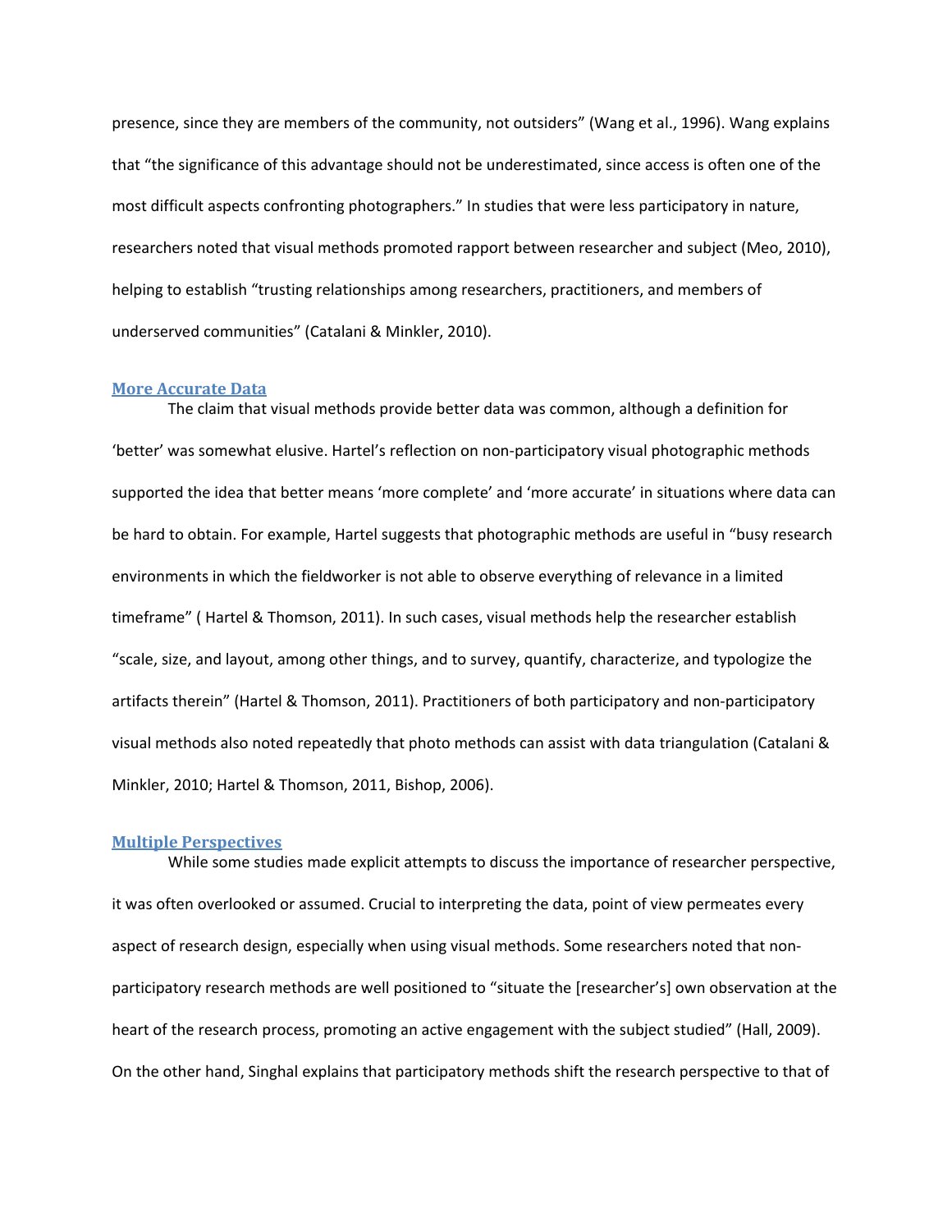presence, since they are members of the community, not outsiders" (Wang et al., 1996). Wang explains that "the significance of this advantage should not be underestimated, since access is often one of the most difficult aspects confronting photographers." In studies that were less participatory in nature, researchers noted that visual methods promoted rapport between researcher and subject (Meo, 2010), helping to establish "trusting relationships among researchers, practitioners, and members of underserved communities" (Catalani & Minkler, 2010).

### More Accurate Data

The claim that visual methods provide better data was common, although a definition for 'better' was somewhat elusive. Hartel's reflection on non-participatory visual photographic methods supported the idea that better means 'more complete' and 'more accurate' in situations where data can be hard to obtain. For example, Hartel suggests that photographic methods are useful in "busy research environments in which the fieldworker is not able to observe everything of relevance in a limited timeframe" ( Hartel & Thomson, 2011). In such cases, visual methods help the researcher establish "scale, size, and layout, among other things, and to survey, quantify, characterize, and typologize the artifacts therein" (Hartel & Thomson, 2011). Practitioners of both participatory and non-participatory visual methods also noted repeatedly that photo methods can assist with data triangulation (Catalani & Minkler, 2010; Hartel & Thomson, 2011, Bishop, 2006).

### Multiple Perspectives

While some studies made explicit attempts to discuss the importance of researcher perspective, it was often overlooked or assumed. Crucial to interpreting the data, point of view permeates every aspect of research design, especially when using visual methods. Some researchers noted that non-participatory research methods are well positioned to "situate the [researcher's] own observation at the heart of the research process, promoting an active engagement with the subject studied" (Hall, 2009). On the other hand, Singhal explains that participatory methods shift the research perspective to that of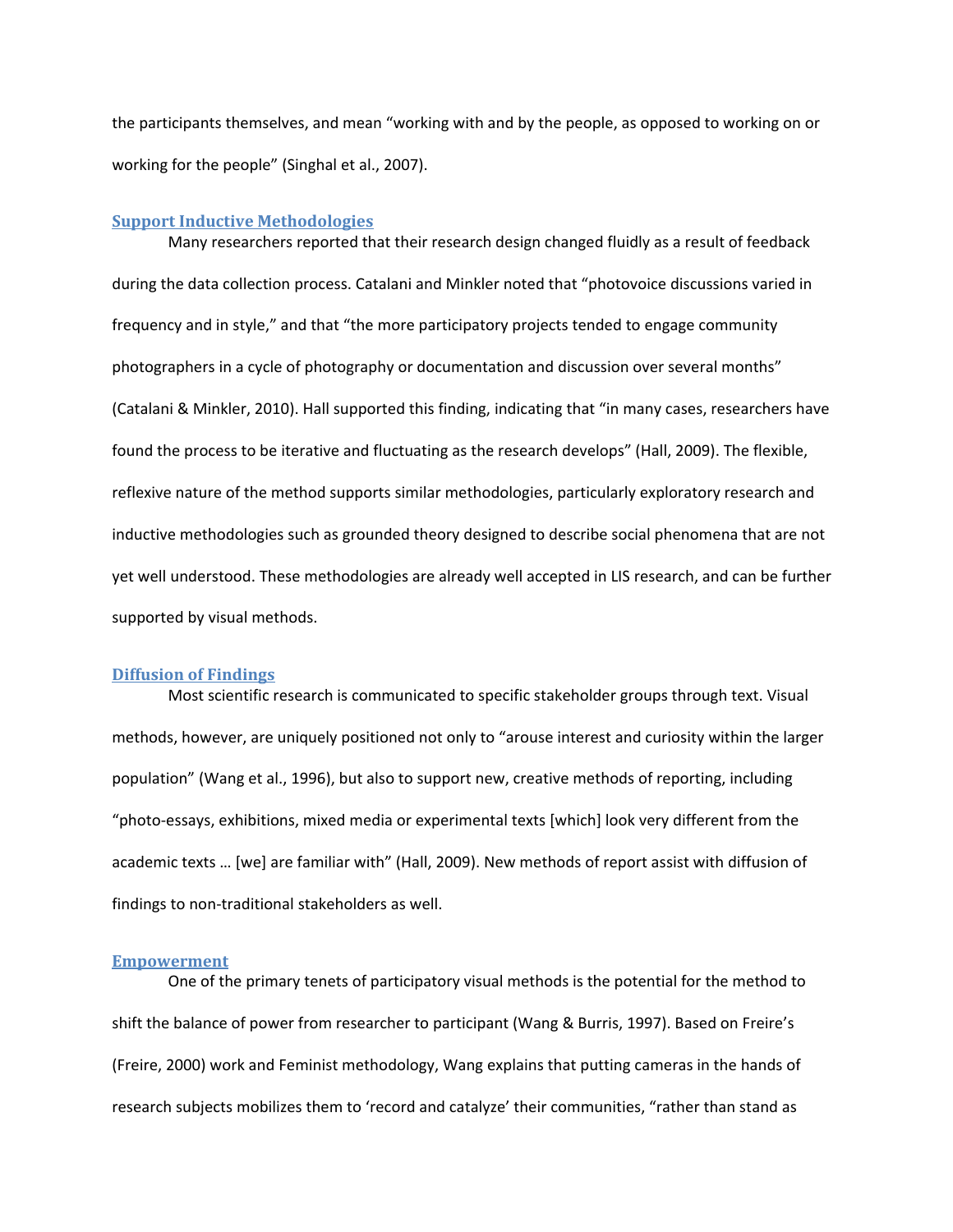the participants themselves, and mean "working with and by the people, as opposed to working on or working for the people" (Singhal et al., 2007).

### Support Inductive Methodologies

Many researchers reported that their research design changed fluidly as a result of feedback during the data collection process. Catalani and Minkler noted that "photovoice discussions varied in frequency and in style," and that "the more participatory projects tended to engage community photographers in a cycle of photography or documentation and discussion over several months" (Catalani & Minkler, 2010). Hall supported this finding, indicating that "in many cases, researchers have found the process to be iterative and fluctuating as the research develops" (Hall, 2009). The flexible, reflexive nature of the method supports similar methodologies, particularly exploratory research and inductive methodologies such as grounded theory designed to describe social phenomena that are not yet well understood. These methodologies are already well accepted in LIS research, and can be further supported by visual methods.

### Diffusion of Findings

Most scientific research is communicated to specific stakeholder groups through text. Visual methods, however, are uniquely positioned not only to "arouse interest and curiosity within the larger population" (Wang et al., 1996), but also to support new, creative methods of reporting, including "photo-essays, exhibitions, mixed media or experimental texts [which] look very different from the academic texts … [we] are familiar with" (Hall, 2009). New methods of report assist with diffusion of findings to non-traditional stakeholders as well.

### Empowerment

One of the primary tenets of participatory visual methods is the potential for the method to shift the balance of power from researcher to participant (Wang & Burris, 1997). Based on Freire's (Freire, 2000) work and Feminist methodology, Wang explains that putting cameras in the hands of research subjects mobilizes them to 'record and catalyze' their communities, "rather than stand as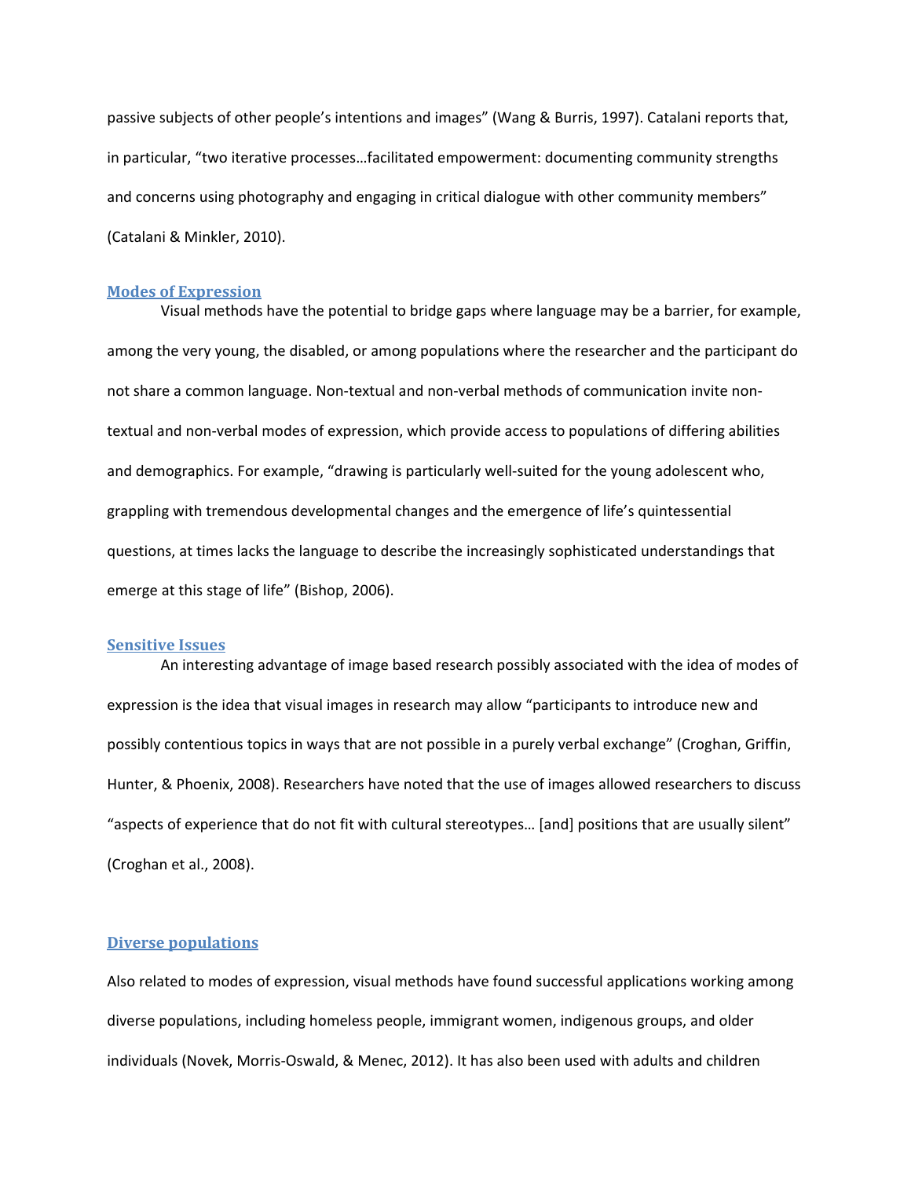passive subjects of other people's intentions and images" (Wang & Burris, 1997). Catalani reports that, in particular, "two iterative processes…facilitated empowerment: documenting community strengths and concerns using photography and engaging in critical dialogue with other community members" (Catalani & Minkler, 2010).

### Modes of Expression

Visual methods have the potential to bridge gaps where language may be a barrier, for example, among the very young, the disabled, or among populations where the researcher and the participant do not share a common language. Non-textual and non-verbal methods of communication invite non-textual and non-verbal modes of expression, which provide access to populations of differing abilities and demographics. For example, "drawing is particularly well-suited for the young adolescent who, grappling with tremendous developmental changes and the emergence of life's quintessential questions, at times lacks the language to describe the increasingly sophisticated understandings that emerge at this stage of life" (Bishop, 2006).

### Sensitive Issues

An interesting advantage of image based research possibly associated with the idea of modes of expression is the idea that visual images in research may allow "participants to introduce new and possibly contentious topics in ways that are not possible in a purely verbal exchange" (Croghan, Griffin, Hunter, & Phoenix, 2008). Researchers have noted that the use of images allowed researchers to discuss "aspects of experience that do not fit with cultural stereotypes… [and] positions that are usually silent" (Croghan et al., 2008).

### Diverse populations

Also related to modes of expression, visual methods have found successful applications working among diverse populations, including homeless people, immigrant women, indigenous groups, and older individuals (Novek, Morris-Oswald, & Menec, 2012). It has also been used with adults and children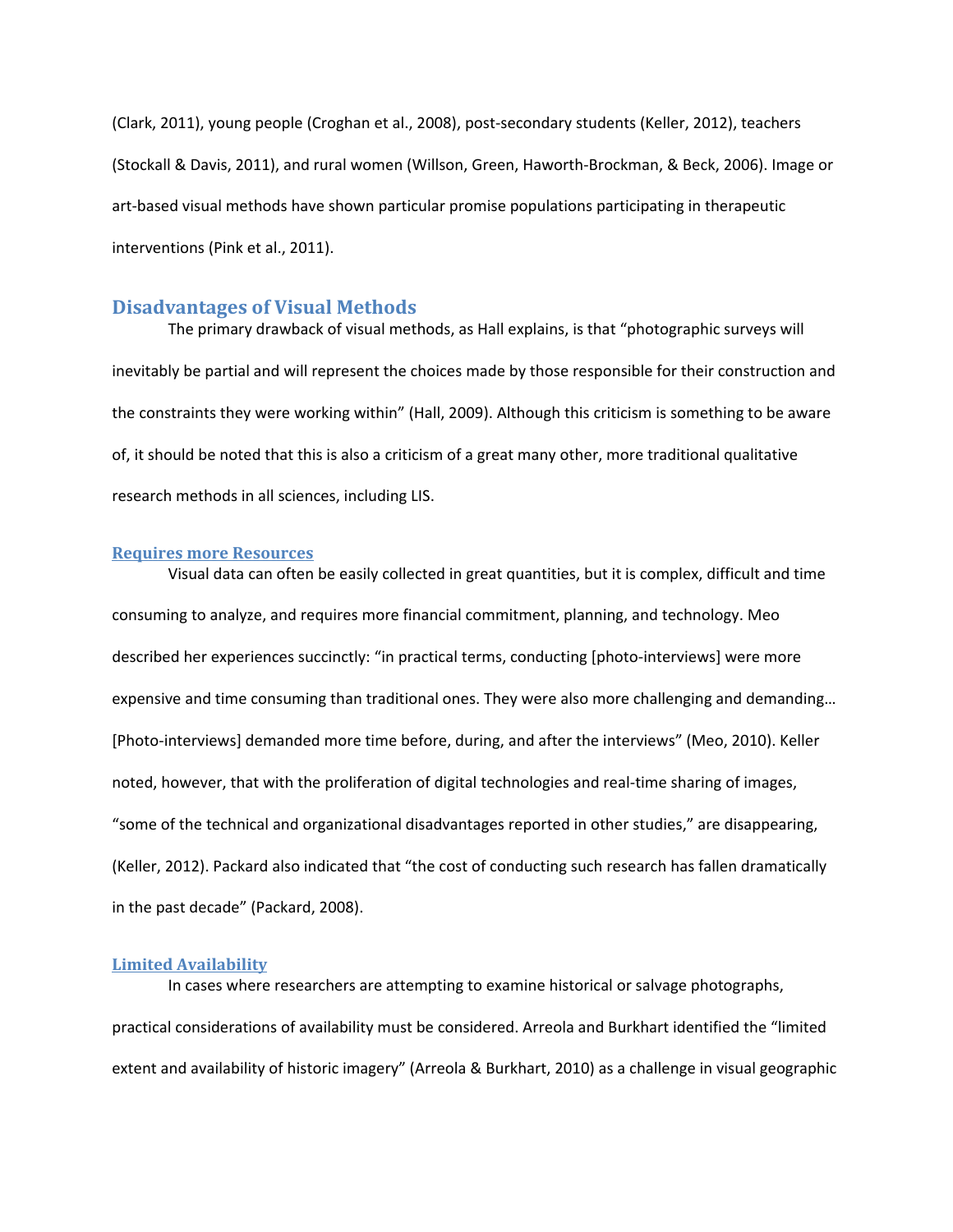(Clark, 2011), young people (Croghan et al., 2008), post-secondary students (Keller, 2012), teachers (Stockall & Davis, 2011), and rural women (Willson, Green, Haworth-Brockman, & Beck, 2006). Image or art-based visual methods have shown particular promise populations participating in therapeutic interventions (Pink et al., 2011).

## Disadvantages of Visual Methods

The primary drawback of visual methods, as Hall explains, is that "photographic surveys will inevitably be partial and will represent the choices made by those responsible for their construction and the constraints they were working within" (Hall, 2009). Although this criticism is something to be aware of, it should be noted that this is also a criticism of a great many other, more traditional qualitative research methods in all sciences, including LIS.

### Requires more Resources

Visual data can often be easily collected in great quantities, but it is complex, difficult and time consuming to analyze, and requires more financial commitment, planning, and technology. Meo described her experiences succinctly: "in practical terms, conducting [photo-interviews] were more expensive and time consuming than traditional ones. They were also more challenging and demanding… [Photo-interviews] demanded more time before, during, and after the interviews" (Meo, 2010). Keller noted, however, that with the proliferation of digital technologies and real-time sharing of images, "some of the technical and organizational disadvantages reported in other studies," are disappearing, (Keller, 2012). Packard also indicated that "the cost of conducting such research has fallen dramatically in the past decade" (Packard, 2008).

### Limited Availability

In cases where researchers are attempting to examine historical or salvage photographs, practical considerations of availability must be considered. Arreola and Burkhart identified the "limited extent and availability of historic imagery" (Arreola & Burkhart, 2010) as a challenge in visual geographic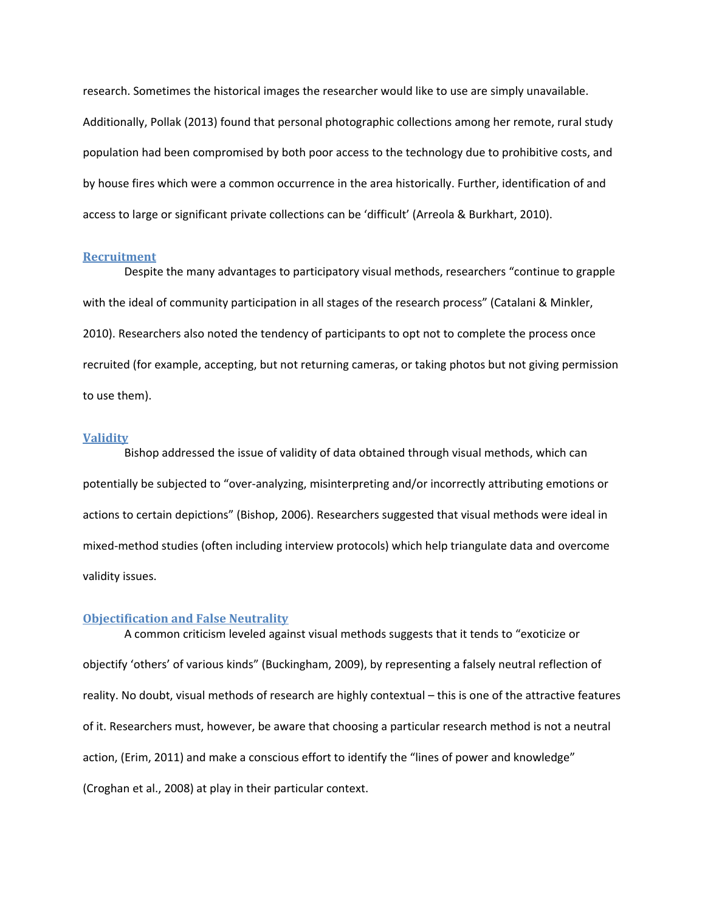research. Sometimes the historical images the researcher would like to use are simply unavailable. Additionally, Pollak (2013) found that personal photographic collections among her remote, rural study population had been compromised by both poor access to the technology due to prohibitive costs, and by house fires which were a common occurrence in the area historically. Further, identification of and access to large or significant private collections can be 'difficult' (Arreola & Burkhart, 2010).

### Recruitment

Despite the many advantages to participatory visual methods, researchers "continue to grapple with the ideal of community participation in all stages of the research process" (Catalani & Minkler, 2010). Researchers also noted the tendency of participants to opt not to complete the process once recruited (for example, accepting, but not returning cameras, or taking photos but not giving permission to use them).

### Validity

Bishop addressed the issue of validity of data obtained through visual methods, which can potentially be subjected to "over-analyzing, misinterpreting and/or incorrectly attributing emotions or actions to certain depictions" (Bishop, 2006). Researchers suggested that visual methods were ideal in mixed-method studies (often including interview protocols) which help triangulate data and overcome validity issues.

### Objectification and False Neutrality

A common criticism leveled against visual methods suggests that it tends to "exoticize or objectify 'others' of various kinds" (Buckingham, 2009), by representing a falsely neutral reflection of reality. No doubt, visual methods of research are highly contextual – this is one of the attractive features of it. Researchers must, however, be aware that choosing a particular research method is not a neutral action, (Erim, 2011) and make a conscious effort to identify the "lines of power and knowledge" (Croghan et al., 2008) at play in their particular context.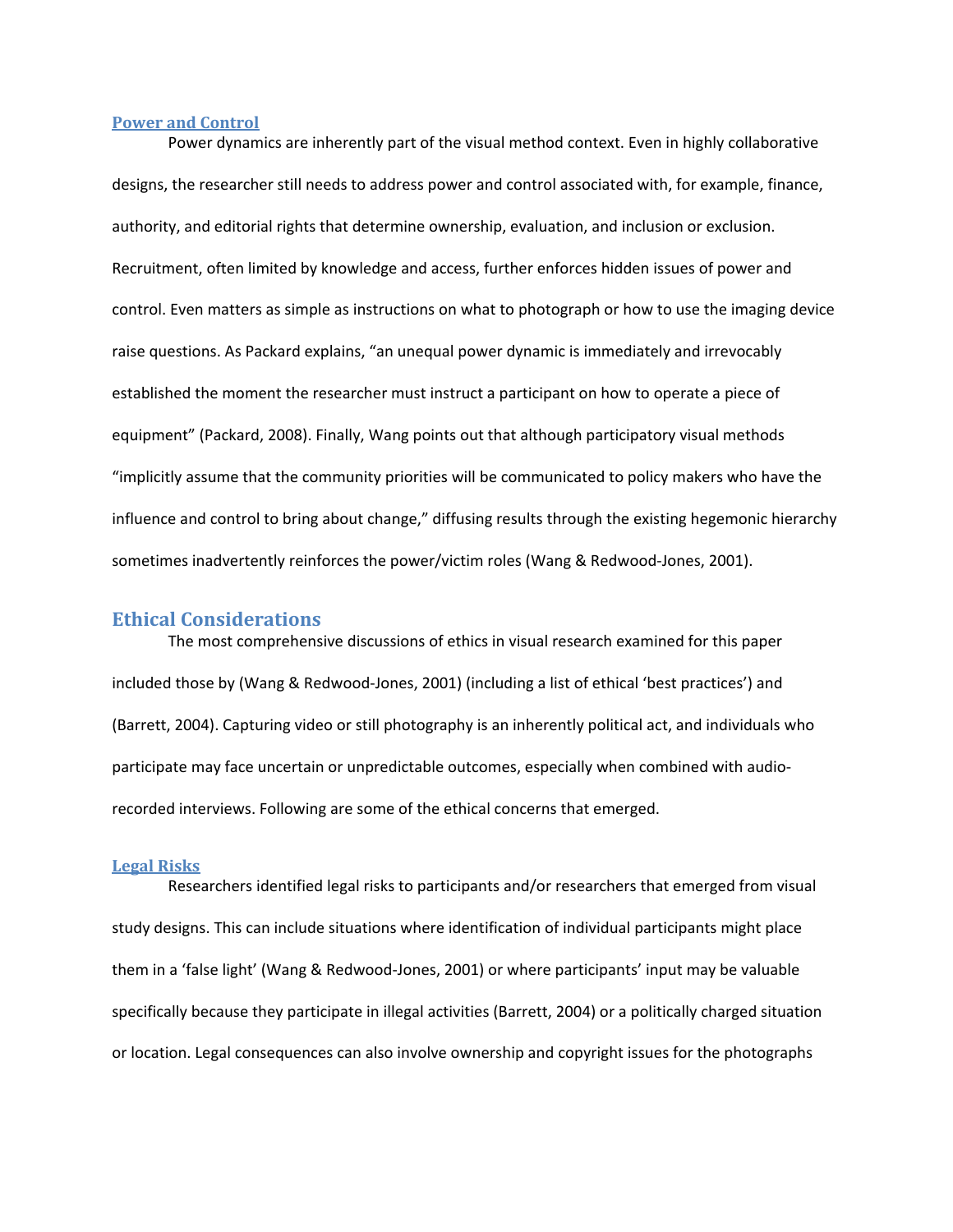### Power and Control

Power dynamics are inherently part of the visual method context. Even in highly collaborative designs, the researcher still needs to address power and control associated with, for example, finance, authority, and editorial rights that determine ownership, evaluation, and inclusion or exclusion. Recruitment, often limited by knowledge and access, further enforces hidden issues of power and control. Even matters as simple as instructions on what to photograph or how to use the imaging device raise questions. As Packard explains, "an unequal power dynamic is immediately and irrevocably established the moment the researcher must instruct a participant on how to operate a piece of equipment" (Packard, 2008). Finally, Wang points out that although participatory visual methods "implicitly assume that the community priorities will be communicated to policy makers who have the influence and control to bring about change," diffusing results through the existing hegemonic hierarchy sometimes inadvertently reinforces the power/victim roles (Wang & Redwood-Jones, 2001).

## Ethical Considerations

The most comprehensive discussions of ethics in visual research examined for this paper included those by (Wang & Redwood-Jones, 2001) (including a list of ethical 'best practices') and (Barrett, 2004). Capturing video or still photography is an inherently political act, and individuals who participate may face uncertain or unpredictable outcomes, especially when combined with audio-recorded interviews. Following are some of the ethical concerns that emerged.

### Legal Risks

Researchers identified legal risks to participants and/or researchers that emerged from visual study designs. This can include situations where identification of individual participants might place them in a 'false light' (Wang & Redwood-Jones, 2001) or where participants' input may be valuable specifically because they participate in illegal activities (Barrett, 2004) or a politically charged situation or location. Legal consequences can also involve ownership and copyright issues for the photographs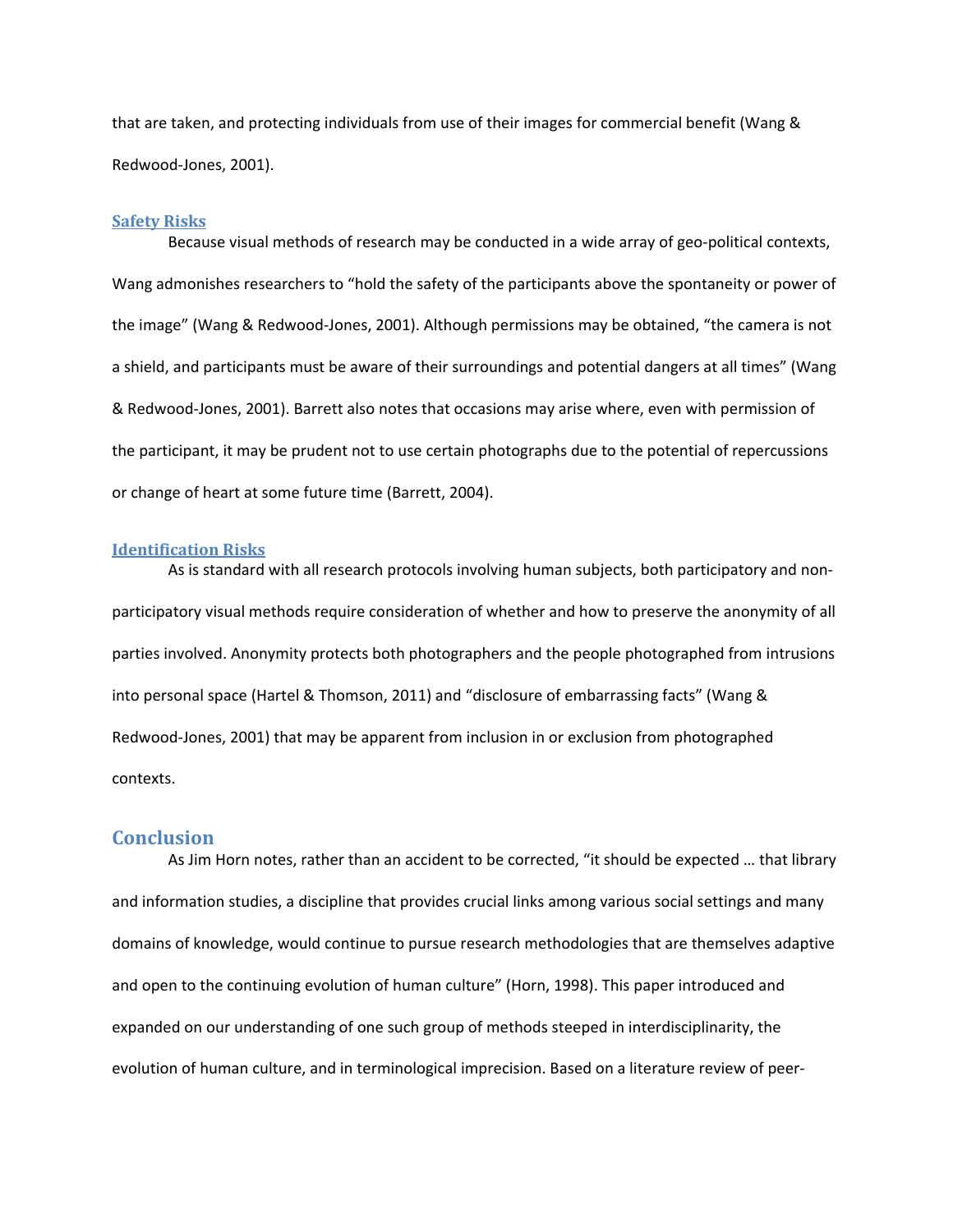that are taken, and protecting individuals from use of their images for commercial benefit (Wang & Redwood-Jones, 2001).

### Safety Risks

Because visual methods of research may be conducted in a wide array of geo-political contexts, Wang admonishes researchers to "hold the safety of the participants above the spontaneity or power of the image" (Wang & Redwood-Jones, 2001). Although permissions may be obtained, "the camera is not a shield, and participants must be aware of their surroundings and potential dangers at all times" (Wang & Redwood-Jones, 2001). Barrett also notes that occasions may arise where, even with permission of the participant, it may be prudent not to use certain photographs due to the potential of repercussions or change of heart at some future time (Barrett, 2004).

### Identification Risks

As is standard with all research protocols involving human subjects, both participatory and non-participatory visual methods require consideration of whether and how to preserve the anonymity of all parties involved. Anonymity protects both photographers and the people photographed from intrusions into personal space (Hartel & Thomson, 2011) and "disclosure of embarrassing facts" (Wang & Redwood-Jones, 2001) that may be apparent from inclusion in or exclusion from photographed contexts.

## Conclusion

As Jim Horn notes, rather than an accident to be corrected, "it should be expected … that library and information studies, a discipline that provides crucial links among various social settings and many domains of knowledge, would continue to pursue research methodologies that are themselves adaptive and open to the continuing evolution of human culture" (Horn, 1998). This paper introduced and expanded on our understanding of one such group of methods steeped in interdisciplinarity, the evolution of human culture, and in terminological imprecision. Based on a literature review of peer-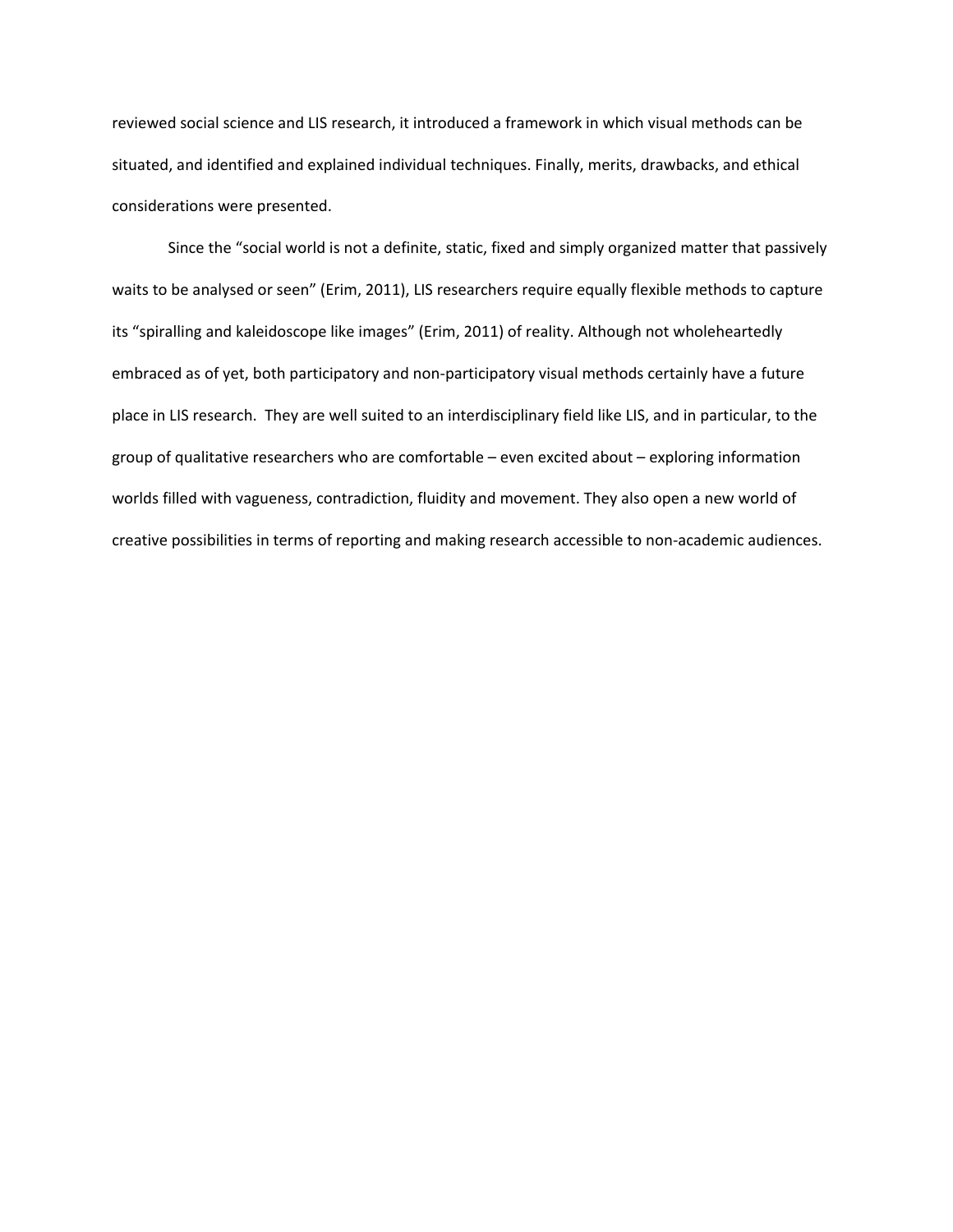reviewed social science and LIS research, it introduced a framework in which visual methods can be situated, and identified and explained individual techniques. Finally, merits, drawbacks, and ethical considerations were presented.

Since the "social world is not a definite, static, fixed and simply organized matter that passively waits to be analysed or seen" (Erim, 2011), LIS researchers require equally flexible methods to capture its "spiralling and kaleidoscope like images" (Erim, 2011) of reality. Although not wholeheartedly embraced as of yet, both participatory and non-participatory visual methods certainly have a future place in LIS research. They are well suited to an interdisciplinary field like LIS, and in particular, to the group of qualitative researchers who are comfortable – even excited about – exploring information worlds filled with vagueness, contradiction, fluidity and movement. They also open a new world of creative possibilities in terms of reporting and making research accessible to non-academic audiences.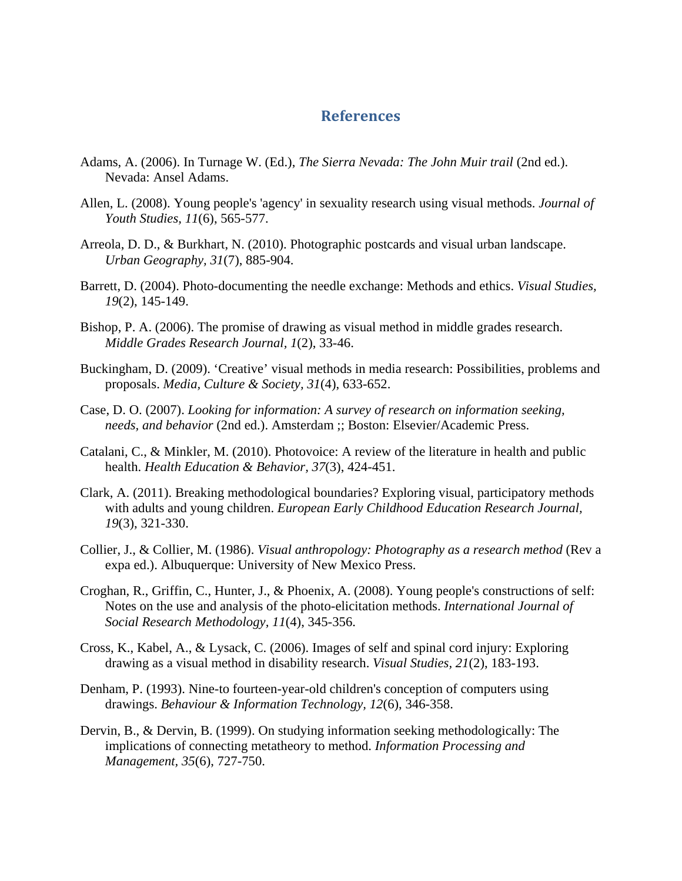## References

Adams, A. (2006). In Turnage W. (Ed.), *The Sierra Nevada: The John Muir trail* (2nd ed.). Nevada: Ansel Adams.

Allen, L. (2008). Young people's 'agency' in sexuality research using visual methods. *Journal of Youth Studies, 11*(6), 565-577.

Arreola, D. D., & Burkhart, N. (2010). Photographic postcards and visual urban landscape. *Urban Geography, 31*(7), 885-904.

Barrett, D. (2004). Photo-documenting the needle exchange: Methods and ethics. *Visual Studies, 19*(2), 145-149.

Bishop, P. A. (2006). The promise of drawing as visual method in middle grades research. *Middle Grades Research Journal, 1*(2), 33-46.

Buckingham, D. (2009). 'Creative' visual methods in media research: Possibilities, problems and proposals. *Media, Culture & Society, 31*(4), 633-652.

Case, D. O. (2007). *Looking for information: A survey of research on information seeking, needs, and behavior* (2nd ed.). Amsterdam ;; Boston: Elsevier/Academic Press.

Catalani, C., & Minkler, M. (2010). Photovoice: A review of the literature in health and public health. *Health Education & Behavior, 37*(3), 424-451.

Clark, A. (2011). Breaking methodological boundaries? Exploring visual, participatory methods with adults and young children. *European Early Childhood Education Research Journal, 19*(3), 321-330.

Collier, J., & Collier, M. (1986). *Visual anthropology: Photography as a research method* (Rev a expa ed.). Albuquerque: University of New Mexico Press.

Croghan, R., Griffin, C., Hunter, J., & Phoenix, A. (2008). Young people's constructions of self: Notes on the use and analysis of the photo-elicitation methods. *International Journal of Social Research Methodology, 11*(4), 345-356.

Cross, K., Kabel, A., & Lysack, C. (2006). Images of self and spinal cord injury: Exploring drawing as a visual method in disability research. *Visual Studies, 21*(2), 183-193.

Denham, P. (1993). Nine-to fourteen-year-old children's conception of computers using drawings. *Behaviour & Information Technology, 12*(6), 346-358.

Dervin, B., & Dervin, B. (1999). On studying information seeking methodologically: The implications of connecting metatheory to method. *Information Processing and Management, 35*(6), 727-750.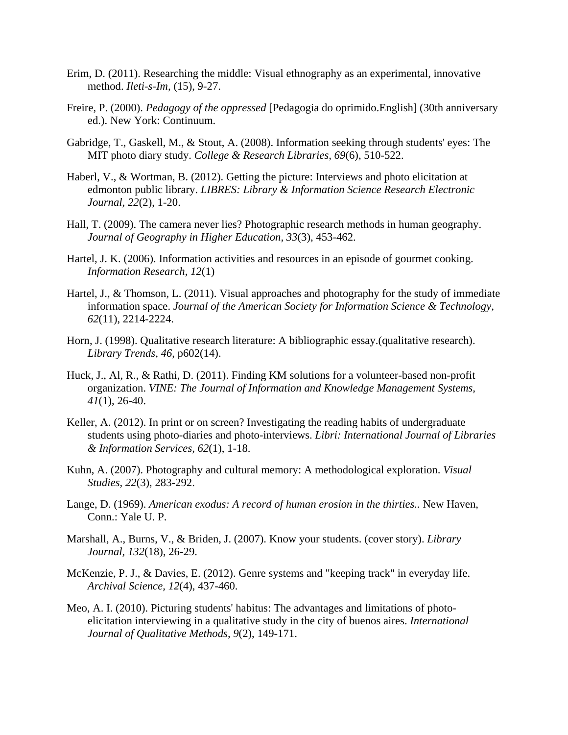Erim, D. (2011). Researching the middle: Visual ethnography as an experimental, innovative method. *Ileti-s-Im*, (15), 9-27.

Freire, P. (2000). *Pedagogy of the oppressed* [Pedagogia do oprimido.English] (30th anniversary ed.). New York: Continuum.

Gabridge, T., Gaskell, M., & Stout, A. (2008). Information seeking through students' eyes: The MIT photo diary study. *College & Research Libraries, 69*(6), 510-522.

Haberl, V., & Wortman, B. (2012). Getting the picture: Interviews and photo elicitation at edmonton public library. *LIBRES: Library & Information Science Research Electronic Journal, 22*(2), 1-20.

Hall, T. (2009). The camera never lies? Photographic research methods in human geography. *Journal of Geography in Higher Education, 33*(3), 453-462.

Hartel, J. K. (2006). Information activities and resources in an episode of gourmet cooking. *Information Research, 12*(1)

Hartel, J., & Thomson, L. (2011). Visual approaches and photography for the study of immediate information space. *Journal of the American Society for Information Science & Technology, 62*(11), 2214-2224.

Horn, J. (1998). Qualitative research literature: A bibliographic essay.(qualitative research). *Library Trends, 46*, p602(14).

Huck, J., Al, R., & Rathi, D. (2011). Finding KM solutions for a volunteer-based non-profit organization. *VINE: The Journal of Information and Knowledge Management Systems, 41*(1), 26-40.

Keller, A. (2012). In print or on screen? Investigating the reading habits of undergraduate students using photo-diaries and photo-interviews. *Libri: International Journal of Libraries & Information Services, 62*(1), 1-18.

Kuhn, A. (2007). Photography and cultural memory: A methodological exploration. *Visual Studies, 22*(3), 283-292.

Lange, D. (1969). *American exodus: A record of human erosion in the thirties.*. New Haven, Conn.: Yale U. P.

Marshall, A., Burns, V., & Briden, J. (2007). Know your students. (cover story). *Library Journal, 132*(18), 26-29.

McKenzie, P. J., & Davies, E. (2012). Genre systems and "keeping track" in everyday life. *Archival Science, 12*(4), 437-460.

Meo, A. I. (2010). Picturing students' habitus: The advantages and limitations of photo-elicitation interviewing in a qualitative study in the city of buenos aires. *International Journal of Qualitative Methods, 9*(2), 149-171.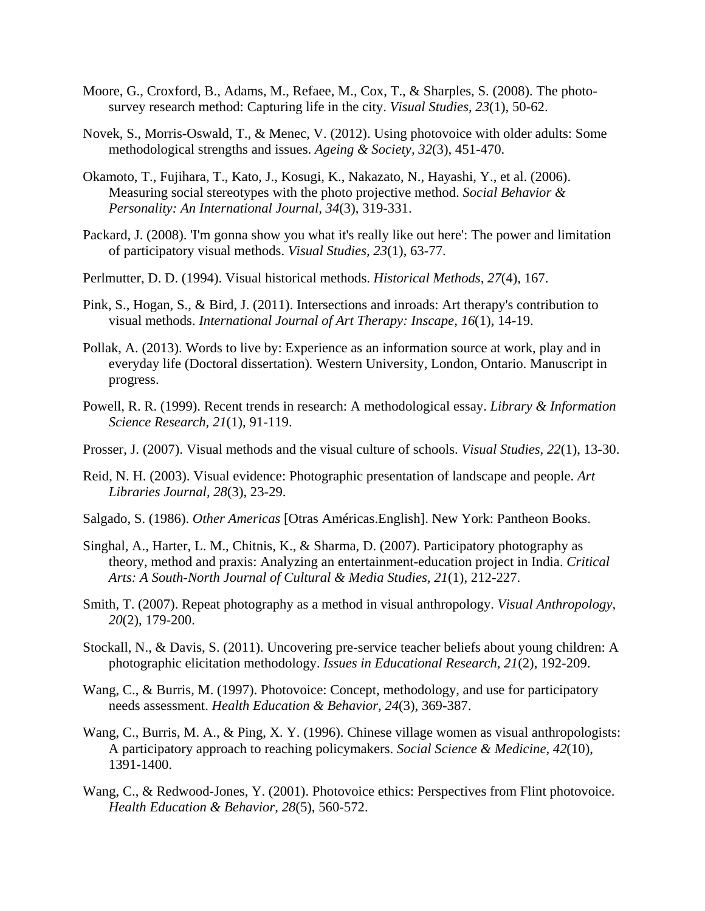Moore, G., Croxford, B., Adams, M., Refaee, M., Cox, T., & Sharples, S. (2008). The photo-survey research method: Capturing life in the city. *Visual Studies, 23*(1), 50-62.

Novek, S., Morris-Oswald, T., & Menec, V. (2012). Using photovoice with older adults: Some methodological strengths and issues. *Ageing & Society, 32*(3), 451-470.

Okamoto, T., Fujihara, T., Kato, J., Kosugi, K., Nakazato, N., Hayashi, Y., et al. (2006). Measuring social stereotypes with the photo projective method. *Social Behavior & Personality: An International Journal, 34*(3), 319-331.

Packard, J. (2008). 'I'm gonna show you what it's really like out here': The power and limitation of participatory visual methods. *Visual Studies, 23*(1), 63-77.

Perlmutter, D. D. (1994). Visual historical methods. *Historical Methods, 27*(4), 167.

Pink, S., Hogan, S., & Bird, J. (2011). Intersections and inroads: Art therapy's contribution to visual methods. *International Journal of Art Therapy: Inscape, 16*(1), 14-19.

Pollak, A. (2013). Words to live by: Experience as an information source at work, play and in everyday life (Doctoral dissertation)*.* Western University, London, Ontario. Manuscript in progress.

Powell, R. R. (1999). Recent trends in research: A methodological essay. *Library & Information Science Research, 21*(1), 91-119.

Prosser, J. (2007). Visual methods and the visual culture of schools. *Visual Studies, 22*(1), 13-30.

Reid, N. H. (2003). Visual evidence: Photographic presentation of landscape and people. *Art Libraries Journal, 28*(3), 23-29.

Salgado, S. (1986). *Other Americas* [Otras Américas.English]. New York: Pantheon Books.

Singhal, A., Harter, L. M., Chitnis, K., & Sharma, D. (2007). Participatory photography as theory, method and praxis: Analyzing an entertainment-education project in India. *Critical Arts: A South-North Journal of Cultural & Media Studies, 21*(1), 212-227.

Smith, T. (2007). Repeat photography as a method in visual anthropology. *Visual Anthropology, 20*(2), 179-200.

Stockall, N., & Davis, S. (2011). Uncovering pre-service teacher beliefs about young children: A photographic elicitation methodology. *Issues in Educational Research, 21*(2), 192-209.

Wang, C., & Burris, M. (1997). Photovoice: Concept, methodology, and use for participatory needs assessment. *Health Education & Behavior, 24*(3), 369-387.

Wang, C., Burris, M. A., & Ping, X. Y. (1996). Chinese village women as visual anthropologists: A participatory approach to reaching policymakers. *Social Science & Medicine, 42*(10), 1391-1400.

Wang, C., & Redwood-Jones, Y. (2001). Photovoice ethics: Perspectives from Flint photovoice. *Health Education & Behavior, 28*(5), 560-572.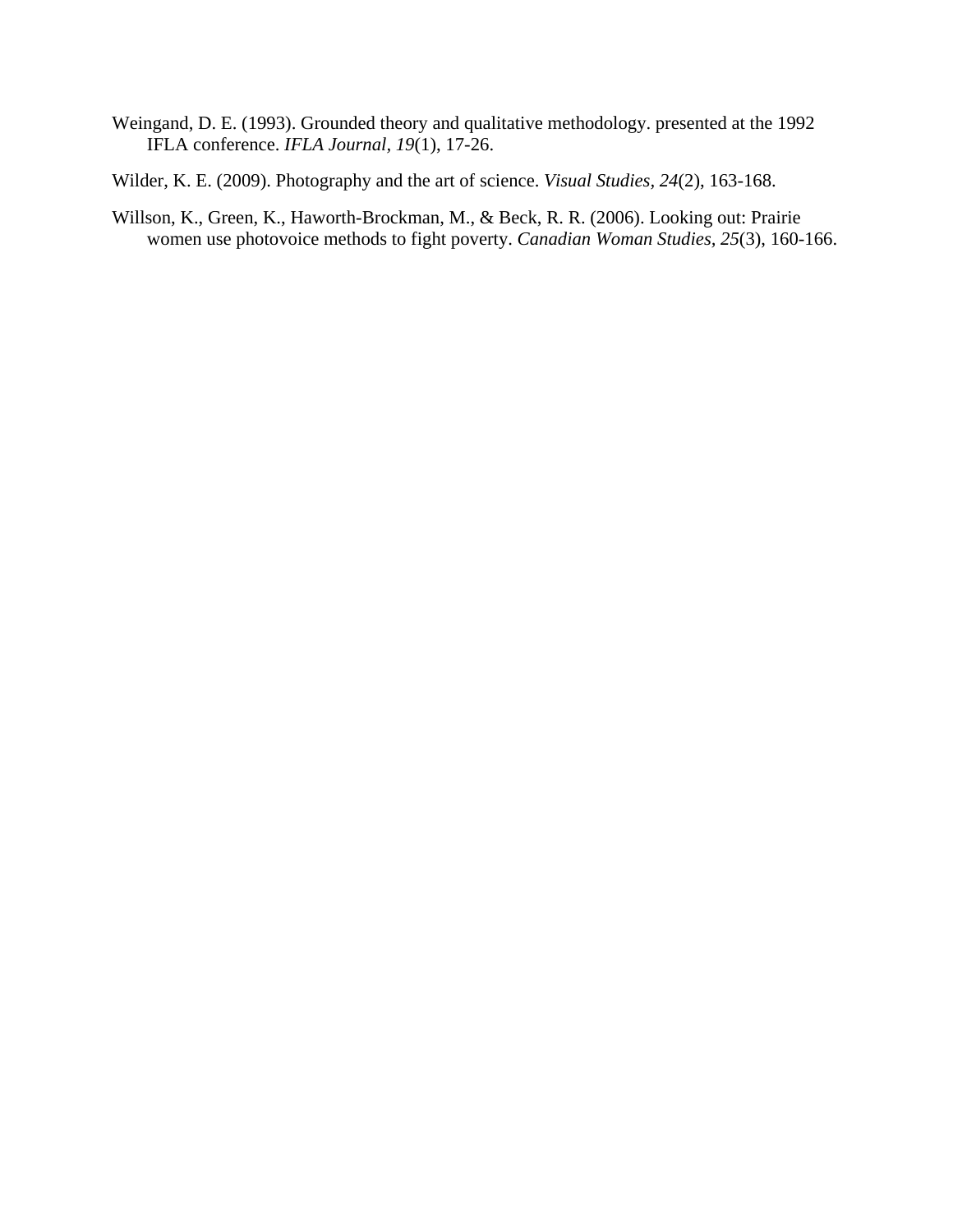Weingand, D. E. (1993). Grounded theory and qualitative methodology. presented at the 1992 IFLA conference. *IFLA Journal*, *19*(1), 17-26.

Wilder, K. E. (2009). Photography and the art of science. *Visual Studies*, *24*(2), 163-168.

Willson, K., Green, K., Haworth-Brockman, M., & Beck, R. R. (2006). Looking out: Prairie women use photovoice methods to fight poverty. *Canadian Woman Studies*, *25*(3), 160-166.